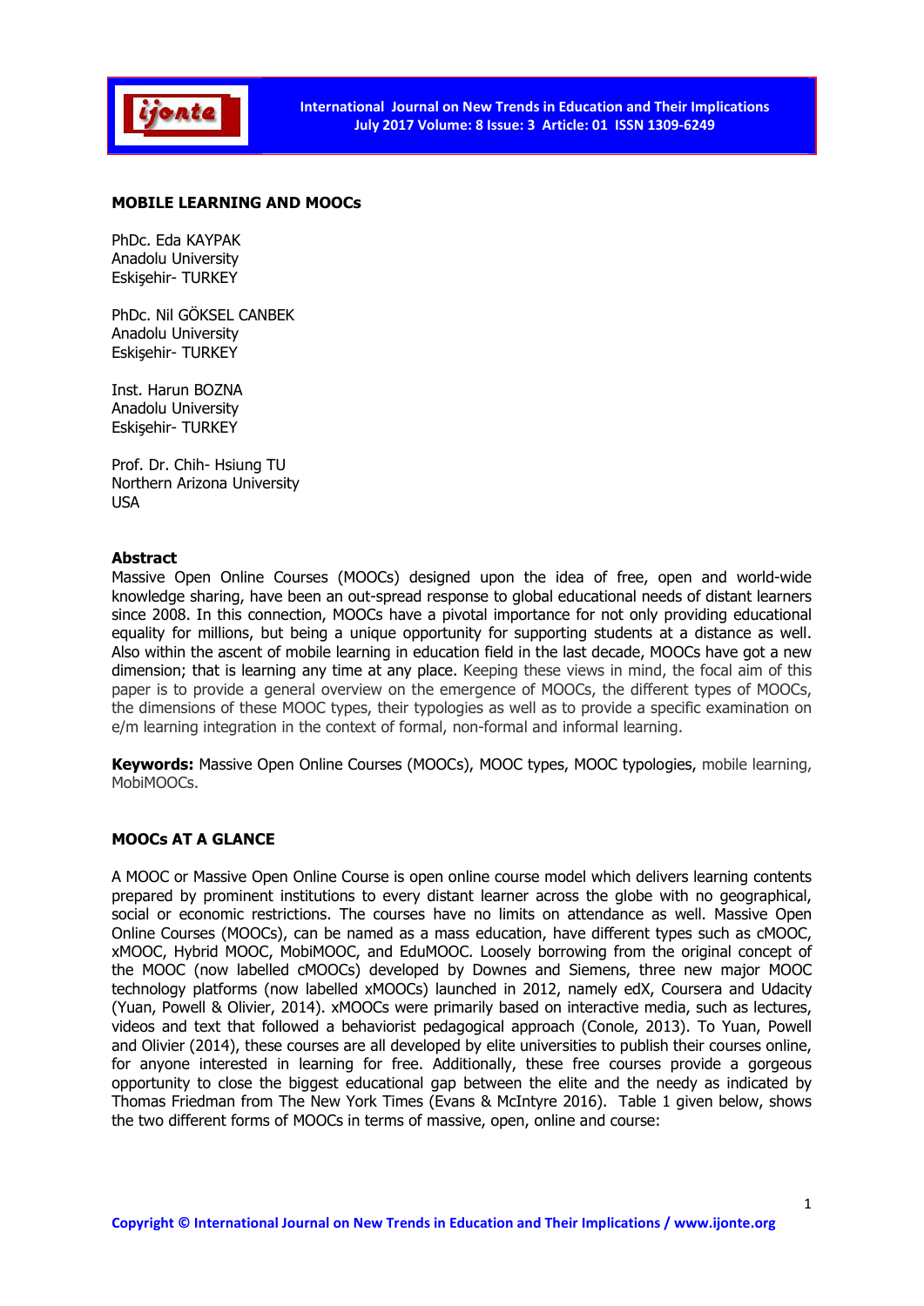# MOBILE LEARNING AND MOOCs

PhDc. Eda KAYPAK
Anadolu University
Eskişehir- TURKEY

PhDc. Nil GÖKSEL CANBEK
Anadolu University
Eskişehir- TURKEY

Inst. Harun BOZNA
Anadolu University
Eskişehir- TURKEY

Prof. Dr. Chih- Hsiung TU
Northern Arizona University
USA

## Abstract

Massive Open Online Courses (MOOCs) designed upon the idea of free, open and world-wide knowledge sharing, have been an out-spread response to global educational needs of distant learners since 2008. In this connection, MOOCs have a pivotal importance for not only providing educational equality for millions, but being a unique opportunity for supporting students at a distance as well. Also within the ascent of mobile learning in education field in the last decade, MOOCs have got a new dimension; that is learning any time at any place. Keeping these views in mind, the focal aim of this paper is to provide a general overview on the emergence of MOOCs, the different types of MOOCs, the dimensions of these MOOC types, their typologies as well as to provide a specific examination on e/m learning integration in the context of formal, non-formal and informal learning.

**Keywords:** Massive Open Online Courses (MOOCs), MOOC types, MOOC typologies, mobile learning, MobiMOOCs.

## MOOCs AT A GLANCE

A MOOC or Massive Open Online Course is open online course model which delivers learning contents prepared by prominent institutions to every distant learner across the globe with no geographical, social or economic restrictions. The courses have no limits on attendance as well. Massive Open Online Courses (MOOCs), can be named as a mass education, have different types such as cMOOC, xMOOC, Hybrid MOOC, MobiMOOC, and EduMOOC. Loosely borrowing from the original concept of the MOOC (now labelled cMOOCs) developed by Downes and Siemens, three new major MOOC technology platforms (now labelled xMOOCs) launched in 2012, namely edX, Coursera and Udacity (Yuan, Powell & Olivier, 2014). xMOOCs were primarily based on interactive media, such as lectures, videos and text that followed a behaviorist pedagogical approach (Conole, 2013). To Yuan, Powell and Olivier (2014), these courses are all developed by elite universities to publish their courses online, for anyone interested in learning for free. Additionally, these free courses provide a gorgeous opportunity to close the biggest educational gap between the elite and the needy as indicated by Thomas Friedman from The New York Times (Evans & McIntyre 2016). Table 1 given below, shows the two different forms of MOOCs in terms of massive, open, online and course: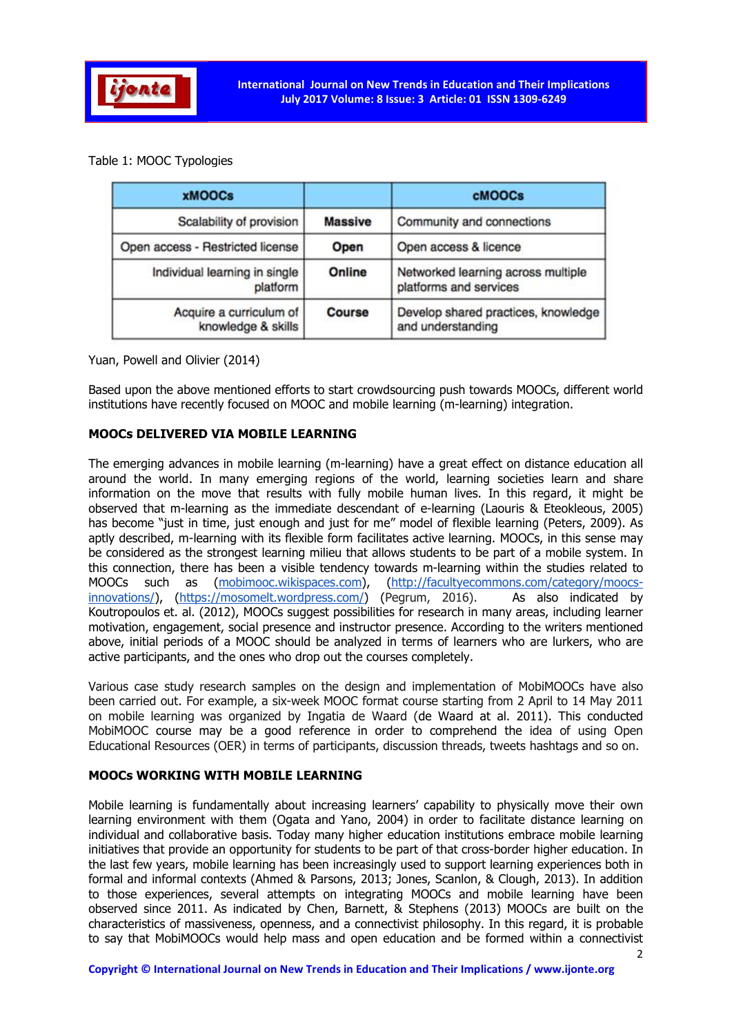Table 1: MOOC Typologies

| xMOOCs | | cMOOCs |
|---|---|---|
| Scalability of provision | **Massive** | Community and connections |
| Open access - Restricted license | **Open** | Open access & licence |
| Individual learning in single platform | **Online** | Networked learning across multiple platforms and services |
| Acquire a curriculum of knowledge & skills | **Course** | Develop shared practices, knowledge and understanding |

Yuan, Powell and Olivier (2014)

Based upon the above mentioned efforts to start crowdsourcing push towards MOOCs, different world institutions have recently focused on MOOC and mobile learning (m-learning) integration.

## MOOCs DELIVERED VIA MOBILE LEARNING

The emerging advances in mobile learning (m-learning) have a great effect on distance education all around the world. In many emerging regions of the world, learning societies learn and share information on the move that results with fully mobile human lives. In this regard, it might be observed that m-learning as the immediate descendant of e-learning (Laouris & Eteokleous, 2005) has become "just in time, just enough and just for me" model of flexible learning (Peters, 2009). As aptly described, m-learning with its flexible form facilitates active learning. MOOCs, in this sense may be considered as the strongest learning milieu that allows students to be part of a mobile system. In this connection, there has been a visible tendency towards m-learning within the studies related to MOOCs such as (mobimooc.wikispaces.com), (http://facultyecommons.com/category/moocs-innovations/), (https://mosomelt.wordpress.com/) (Pegrum, 2016). As also indicated by Koutropoulos et. al. (2012), MOOCs suggest possibilities for research in many areas, including learner motivation, engagement, social presence and instructor presence. According to the writers mentioned above, initial periods of a MOOC should be analyzed in terms of learners who are lurkers, who are active participants, and the ones who drop out the courses completely.

Various case study research samples on the design and implementation of MobiMOOCs have also been carried out. For example, a six-week MOOC format course starting from 2 April to 14 May 2011 on mobile learning was organized by Ingatia de Waard (de Waard at al. 2011). This conducted MobiMOOC course may be a good reference in order to comprehend the idea of using Open Educational Resources (OER) in terms of participants, discussion threads, tweets hashtags and so on.

## MOOCs WORKING WITH MOBILE LEARNING

Mobile learning is fundamentally about increasing learners' capability to physically move their own learning environment with them (Ogata and Yano, 2004) in order to facilitate distance learning on individual and collaborative basis. Today many higher education institutions embrace mobile learning initiatives that provide an opportunity for students to be part of that cross-border higher education. In the last few years, mobile learning has been increasingly used to support learning experiences both in formal and informal contexts (Ahmed & Parsons, 2013; Jones, Scanlon, & Clough, 2013). In addition to those experiences, several attempts on integrating MOOCs and mobile learning have been observed since 2011. As indicated by Chen, Barnett, & Stephens (2013) MOOCs are built on the characteristics of massiveness, openness, and a connectivist philosophy. In this regard, it is probable to say that MobiMOOCs would help mass and open education and be formed within a connectivist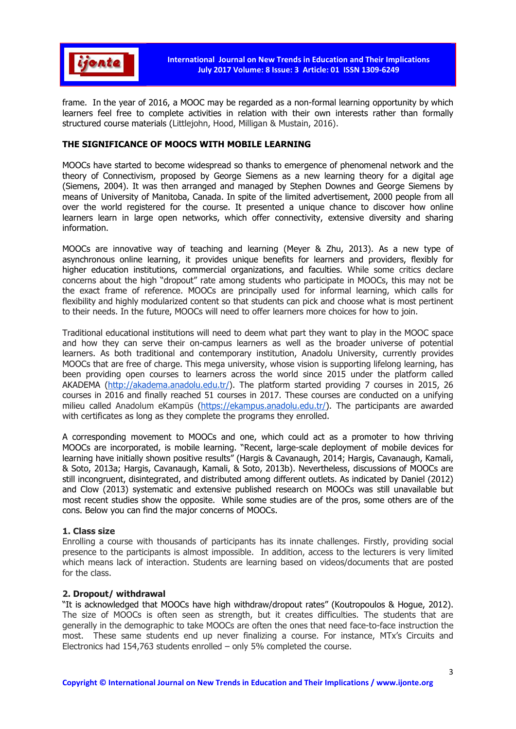frame. In the year of 2016, a MOOC may be regarded as a non-formal learning opportunity by which learners feel free to complete activities in relation with their own interests rather than formally structured course materials (Littlejohn, Hood, Milligan & Mustain, 2016).

## THE SIGNIFICANCE OF MOOCS WITH MOBILE LEARNING

MOOCs have started to become widespread so thanks to emergence of phenomenal network and the theory of Connectivism, proposed by George Siemens as a new learning theory for a digital age (Siemens, 2004). It was then arranged and managed by Stephen Downes and George Siemens by means of University of Manitoba, Canada. In spite of the limited advertisement, 2000 people from all over the world registered for the course. It presented a unique chance to discover how online learners learn in large open networks, which offer connectivity, extensive diversity and sharing information.

MOOCs are innovative way of teaching and learning (Meyer & Zhu, 2013). As a new type of asynchronous online learning, it provides unique benefits for learners and providers, flexibly for higher education institutions, commercial organizations, and faculties. While some critics declare concerns about the high "dropout" rate among students who participate in MOOCs, this may not be the exact frame of reference. MOOCs are principally used for informal learning, which calls for flexibility and highly modularized content so that students can pick and choose what is most pertinent to their needs. In the future, MOOCs will need to offer learners more choices for how to join.

Traditional educational institutions will need to deem what part they want to play in the MOOC space and how they can serve their on-campus learners as well as the broader universe of potential learners. As both traditional and contemporary institution, Anadolu University, currently provides MOOCs that are free of charge. This mega university, whose vision is supporting lifelong learning, has been providing open courses to learners across the world since 2015 under the platform called AKADEMA (http://akadema.anadolu.edu.tr/). The platform started providing 7 courses in 2015, 26 courses in 2016 and finally reached 51 courses in 2017. These courses are conducted on a unifying milieu called Anadolum eKampüs (https://ekampus.anadolu.edu.tr/). The participants are awarded with certificates as long as they complete the programs they enrolled.

A corresponding movement to MOOCs and one, which could act as a promoter to how thriving MOOCs are incorporated, is mobile learning. "Recent, large-scale deployment of mobile devices for learning have initially shown positive results" (Hargis & Cavanaugh, 2014; Hargis, Cavanaugh, Kamali, & Soto, 2013a; Hargis, Cavanaugh, Kamali, & Soto, 2013b). Nevertheless, discussions of MOOCs are still incongruent, disintegrated, and distributed among different outlets. As indicated by Daniel (2012) and Clow (2013) systematic and extensive published research on MOOCs was still unavailable but most recent studies show the opposite. While some studies are of the pros, some others are of the cons. Below you can find the major concerns of MOOCs.

### 1. Class size

Enrolling a course with thousands of participants has its innate challenges. Firstly, providing social presence to the participants is almost impossible. In addition, access to the lecturers is very limited which means lack of interaction. Students are learning based on videos/documents that are posted for the class.

### 2. Dropout/ withdrawal

"It is acknowledged that MOOCs have high withdraw/dropout rates" (Koutropoulos & Hogue, 2012). The size of MOOCs is often seen as strength, but it creates difficulties. The students that are generally in the demographic to take MOOCs are often the ones that need face-to-face instruction the most. These same students end up never finalizing a course. For instance, MTx's Circuits and Electronics had 154,763 students enrolled – only 5% completed the course.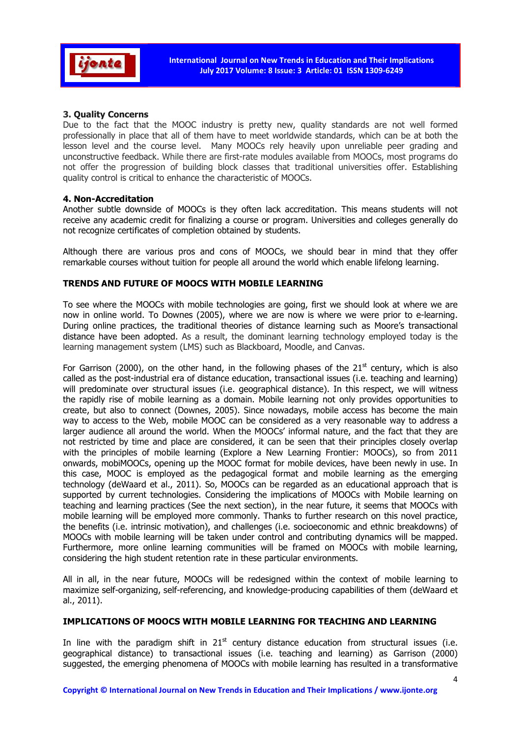**3. Quality Concerns**

Due to the fact that the MOOC industry is pretty new, quality standards are not well formed professionally in place that all of them have to meet worldwide standards, which can be at both the lesson level and the course level. Many MOOCs rely heavily upon unreliable peer grading and unconstructive feedback. While there are first-rate modules available from MOOCs, most programs do not offer the progression of building block classes that traditional universities offer. Establishing quality control is critical to enhance the characteristic of MOOCs.

**4. Non-Accreditation**

Another subtle downside of MOOCs is they often lack accreditation. This means students will not receive any academic credit for finalizing a course or program. Universities and colleges generally do not recognize certificates of completion obtained by students.

Although there are various pros and cons of MOOCs, we should bear in mind that they offer remarkable courses without tuition for people all around the world which enable lifelong learning.

## TRENDS AND FUTURE OF MOOCS WITH MOBILE LEARNING

To see where the MOOCs with mobile technologies are going, first we should look at where we are now in online world. To Downes (2005), where we are now is where we were prior to e-learning. During online practices, the traditional theories of distance learning such as Moore's transactional distance have been adopted. As a result, the dominant learning technology employed today is the learning management system (LMS) such as Blackboard, Moodle, and Canvas.

For Garrison (2000), on the other hand, in the following phases of the 21st century, which is also called as the post-industrial era of distance education, transactional issues (i.e. teaching and learning) will predominate over structural issues (i.e. geographical distance). In this respect, we will witness the rapidly rise of mobile learning as a domain. Mobile learning not only provides opportunities to create, but also to connect (Downes, 2005). Since nowadays, mobile access has become the main way to access to the Web, mobile MOOC can be considered as a very reasonable way to address a larger audience all around the world. When the MOOCs' informal nature, and the fact that they are not restricted by time and place are considered, it can be seen that their principles closely overlap with the principles of mobile learning (Explore a New Learning Frontier: MOOCs), so from 2011 onwards, mobiMOOCs, opening up the MOOC format for mobile devices, have been newly in use. In this case, MOOC is employed as the pedagogical format and mobile learning as the emerging technology (deWaard et al., 2011). So, MOOCs can be regarded as an educational approach that is supported by current technologies. Considering the implications of MOOCs with Mobile learning on teaching and learning practices (See the next section), in the near future, it seems that MOOCs with mobile learning will be employed more commonly. Thanks to further research on this novel practice, the benefits (i.e. intrinsic motivation), and challenges (i.e. socioeconomic and ethnic breakdowns) of MOOCs with mobile learning will be taken under control and contributing dynamics will be mapped. Furthermore, more online learning communities will be framed on MOOCs with mobile learning, considering the high student retention rate in these particular environments.

All in all, in the near future, MOOCs will be redesigned within the context of mobile learning to maximize self-organizing, self-referencing, and knowledge-producing capabilities of them (deWaard et al., 2011).

## IMPLICATIONS OF MOOCS WITH MOBILE LEARNING FOR TEACHING AND LEARNING

In line with the paradigm shift in 21st century distance education from structural issues (i.e. geographical distance) to transactional issues (i.e. teaching and learning) as Garrison (2000) suggested, the emerging phenomena of MOOCs with mobile learning has resulted in a transformative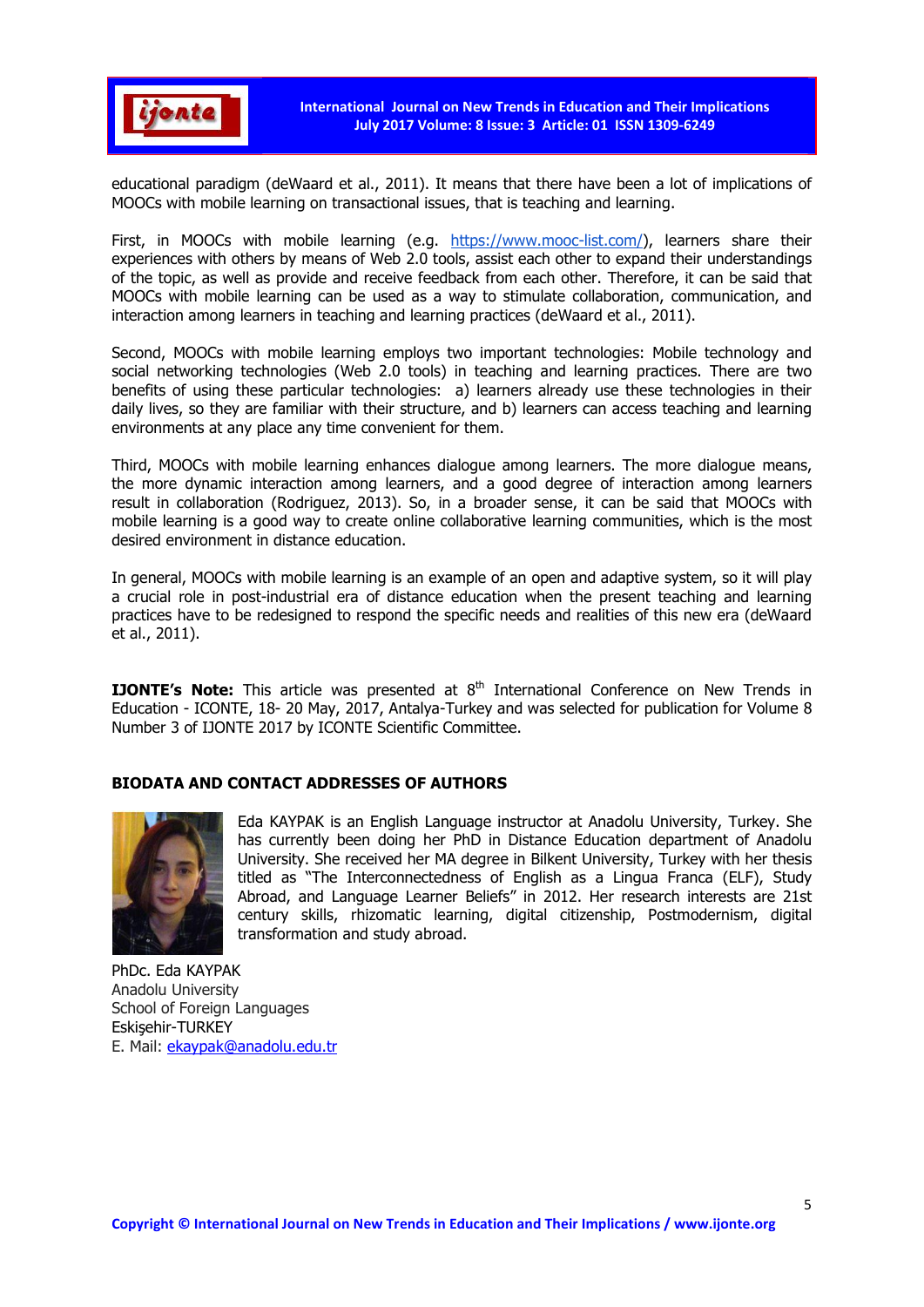educational paradigm (deWaard et al., 2011). It means that there have been a lot of implications of MOOCs with mobile learning on transactional issues, that is teaching and learning.

First, in MOOCs with mobile learning (e.g. https://www.mooc-list.com/), learners share their experiences with others by means of Web 2.0 tools, assist each other to expand their understandings of the topic, as well as provide and receive feedback from each other. Therefore, it can be said that MOOCs with mobile learning can be used as a way to stimulate collaboration, communication, and interaction among learners in teaching and learning practices (deWaard et al., 2011).

Second, MOOCs with mobile learning employs two important technologies: Mobile technology and social networking technologies (Web 2.0 tools) in teaching and learning practices. There are two benefits of using these particular technologies: a) learners already use these technologies in their daily lives, so they are familiar with their structure, and b) learners can access teaching and learning environments at any place any time convenient for them.

Third, MOOCs with mobile learning enhances dialogue among learners. The more dialogue means, the more dynamic interaction among learners, and a good degree of interaction among learners result in collaboration (Rodriguez, 2013). So, in a broader sense, it can be said that MOOCs with mobile learning is a good way to create online collaborative learning communities, which is the most desired environment in distance education.

In general, MOOCs with mobile learning is an example of an open and adaptive system, so it will play a crucial role in post-industrial era of distance education when the present teaching and learning practices have to be redesigned to respond the specific needs and realities of this new era (deWaard et al., 2011).

**IJONTE's Note:** This article was presented at 8th International Conference on New Trends in Education - ICONTE, 18- 20 May, 2017, Antalya-Turkey and was selected for publication for Volume 8 Number 3 of IJONTE 2017 by ICONTE Scientific Committee.

## BIODATA AND CONTACT ADDRESSES OF AUTHORS

Eda KAYPAK is an English Language instructor at Anadolu University, Turkey. She has currently been doing her PhD in Distance Education department of Anadolu University. She received her MA degree in Bilkent University, Turkey with her thesis titled as "The Interconnectedness of English as a Lingua Franca (ELF), Study Abroad, and Language Learner Beliefs" in 2012. Her research interests are 21st century skills, rhizomatic learning, digital citizenship, Postmodernism, digital transformation and study abroad.

PhDc. Eda KAYPAK  
Anadolu University  
School of Foreign Languages  
Eskişehir-TURKEY  
E. Mail: ekaypak@anadolu.edu.tr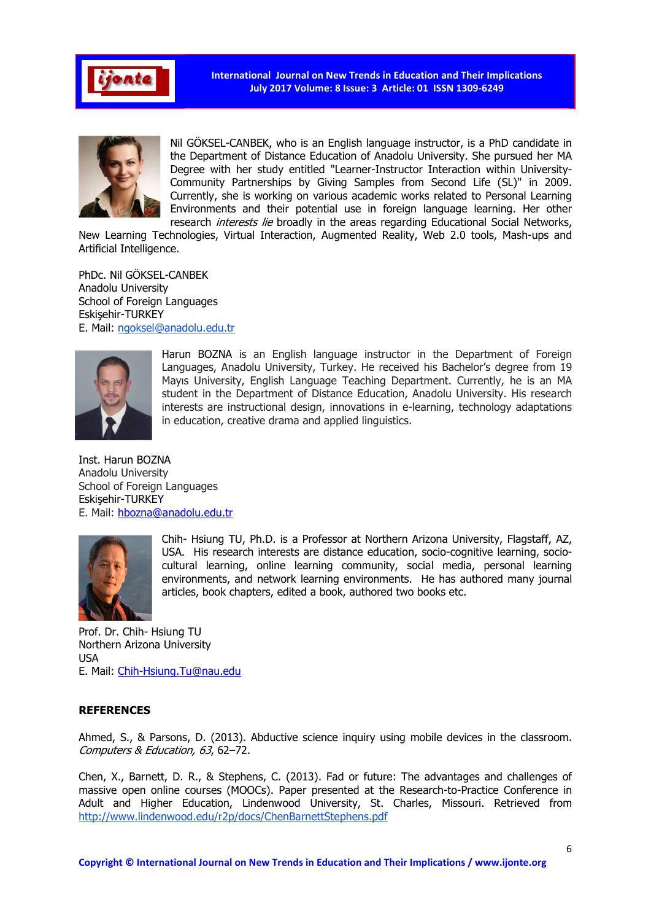Nil GÖKSEL-CANBEK, who is an English language instructor, is a PhD candidate in the Department of Distance Education of Anadolu University. She pursued her MA Degree with her study entitled "Learner-Instructor Interaction within University-Community Partnerships by Giving Samples from Second Life (SL)" in 2009. Currently, she is working on various academic works related to Personal Learning Environments and their potential use in foreign language learning. Her other research *interests lie* broadly in the areas regarding Educational Social Networks, New Learning Technologies, Virtual Interaction, Augmented Reality, Web 2.0 tools, Mash-ups and Artificial Intelligence.

PhDc. Nil GÖKSEL-CANBEK  
Anadolu University  
School of Foreign Languages  
Eskişehir-TURKEY  
E. Mail: ngoksel@anadolu.edu.tr

Harun BOZNA is an English language instructor in the Department of Foreign Languages, Anadolu University, Turkey. He received his Bachelor's degree from 19 Mayıs University, English Language Teaching Department. Currently, he is an MA student in the Department of Distance Education, Anadolu University. His research interests are instructional design, innovations in e-learning, technology adaptations in education, creative drama and applied linguistics.

Inst. Harun BOZNA  
Anadolu University  
School of Foreign Languages  
Eskişehir-TURKEY  
E. Mail: hbozna@anadolu.edu.tr

Chih- Hsiung TU, Ph.D. is a Professor at Northern Arizona University, Flagstaff, AZ, USA. His research interests are distance education, socio-cognitive learning, socio-cultural learning, online learning community, social media, personal learning environments, and network learning environments. He has authored many journal articles, book chapters, edited a book, authored two books etc.

Prof. Dr. Chih- Hsiung TU  
Northern Arizona University  
USA  
E. Mail: Chih-Hsiung.Tu@nau.edu

**REFERENCES**

Ahmed, S., & Parsons, D. (2013). Abductive science inquiry using mobile devices in the classroom. *Computers & Education, 63*, 62–72.

Chen, X., Barnett, D. R., & Stephens, C. (2013). Fad or future: The advantages and challenges of massive open online courses (MOOCs). Paper presented at the Research-to-Practice Conference in Adult and Higher Education, Lindenwood University, St. Charles, Missouri. Retrieved from http://www.lindenwood.edu/r2p/docs/ChenBarnettStephens.pdf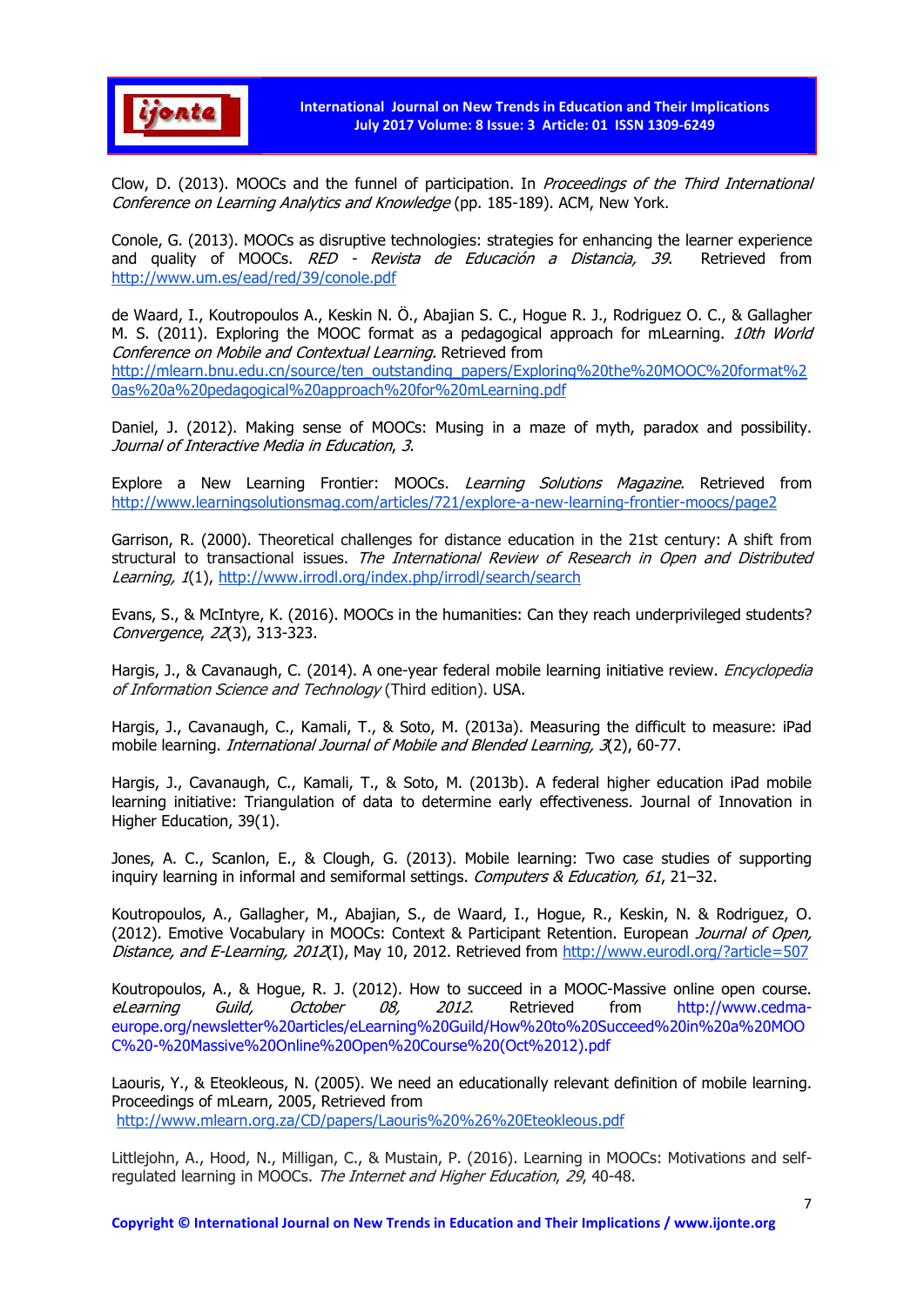Clow, D. (2013). MOOCs and the funnel of participation. In *Proceedings of the Third International Conference on Learning Analytics and Knowledge* (pp. 185-189). ACM, New York.

Conole, G. (2013). MOOCs as disruptive technologies: strategies for enhancing the learner experience and quality of MOOCs. *RED - Revista de Educación a Distancia, 39*. Retrieved from http://www.um.es/ead/red/39/conole.pdf

de Waard, I., Koutropoulos A., Keskin N. Ö., Abajian S. C., Hogue R. J., Rodriguez O. C., & Gallagher M. S. (2011). Exploring the MOOC format as a pedagogical approach for mLearning. *10th World Conference on Mobile and Contextual Learning.* Retrieved from http://mlearn.bnu.edu.cn/source/ten_outstanding_papers/Exploring%20the%20MOOC%20format%20as%20a%20pedagogical%20approach%20for%20mLearning.pdf

Daniel, J. (2012). Making sense of MOOCs: Musing in a maze of myth, paradox and possibility. *Journal of Interactive Media in Education*, *3*.

Explore a New Learning Frontier: MOOCs. *Learning Solutions Magazine*. Retrieved from http://www.learningsolutionsmag.com/articles/721/explore-a-new-learning-frontier-moocs/page2

Garrison, R. (2000). Theoretical challenges for distance education in the 21st century: A shift from structural to transactional issues. *The International Review of Research in Open and Distributed Learning, 1*(1), http://www.irrodl.org/index.php/irrodl/search/search

Evans, S., & McIntyre, K. (2016). MOOCs in the humanities: Can they reach underprivileged students? *Convergence*, *22*(3), 313-323.

Hargis, J., & Cavanaugh, C. (2014). A one-year federal mobile learning initiative review. *Encyclopedia of Information Science and Technology* (Third edition). USA.

Hargis, J., Cavanaugh, C., Kamali, T., & Soto, M. (2013a). Measuring the difficult to measure: iPad mobile learning. *International Journal of Mobile and Blended Learning, 3*(2), 60-77.

Hargis, J., Cavanaugh, C., Kamali, T., & Soto, M. (2013b). A federal higher education iPad mobile learning initiative: Triangulation of data to determine early effectiveness. Journal of Innovation in Higher Education, 39(1).

Jones, A. C., Scanlon, E., & Clough, G. (2013). Mobile learning: Two case studies of supporting inquiry learning in informal and semiformal settings. *Computers & Education, 61*, 21–32.

Koutropoulos, A., Gallagher, M., Abajian, S., de Waard, I., Hogue, R., Keskin, N. & Rodriguez, O. (2012). Emotive Vocabulary in MOOCs: Context & Participant Retention. European *Journal of Open, Distance, and E-Learning, 2012*(I), May 10, 2012. Retrieved from http://www.eurodl.org/?article=507

Koutropoulos, A., & Hogue, R. J. (2012). How to succeed in a MOOC-Massive online open course. *eLearning Guild, October 08, 2012*. Retrieved from http://www.cedma-europe.org/newsletter%20articles/eLearning%20Guild/How%20to%20Succeed%20in%20a%20MOOC%20-%20Massive%20Online%20Open%20Course%20(Oct%2012).pdf

Laouris, Y., & Eteokleous, N. (2005). We need an educationally relevant definition of mobile learning. Proceedings of mLearn, 2005, Retrieved from http://www.mlearn.org.za/CD/papers/Laouris%20%26%20Eteokleous.pdf

Littlejohn, A., Hood, N., Milligan, C., & Mustain, P. (2016). Learning in MOOCs: Motivations and self-regulated learning in MOOCs. *The Internet and Higher Education*, *29*, 40-48.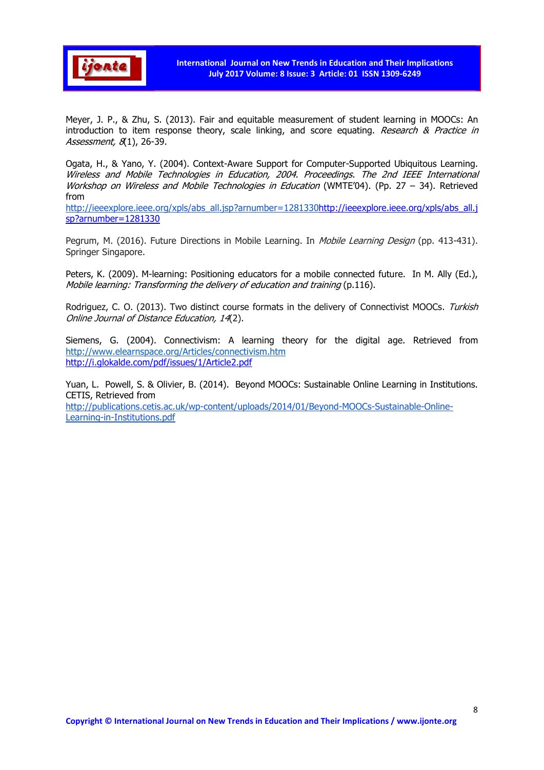Meyer, J. P., & Zhu, S. (2013). Fair and equitable measurement of student learning in MOOCs: An introduction to item response theory, scale linking, and score equating. *Research & Practice in Assessment, 8*(1), 26-39.

Ogata, H., & Yano, Y. (2004). Context-Aware Support for Computer-Supported Ubiquitous Learning. *Wireless and Mobile Technologies in Education, 2004. Proceedings. The 2nd IEEE International Workshop on Wireless and Mobile Technologies in Education* (WMTE'04). (Pp. 27 – 34). Retrieved from http://ieeexplore.ieee.org/xpls/abs_all.jsp?arnumber=1281330http://ieeexplore.ieee.org/xpls/abs_all.jsp?arnumber=1281330

Pegrum, M. (2016). Future Directions in Mobile Learning. In *Mobile Learning Design* (pp. 413-431). Springer Singapore.

Peters, K. (2009). M-learning: Positioning educators for a mobile connected future. In M. Ally (Ed.), *Mobile learning: Transforming the delivery of education and training* (p.116).

Rodriguez, C. O. (2013). Two distinct course formats in the delivery of Connectivist MOOCs. *Turkish Online Journal of Distance Education, 14*(2).

Siemens, G. (2004). Connectivism: A learning theory for the digital age. Retrieved from http://www.elearnspace.org/Articles/connectivism.htm
http://i.glokalde.com/pdf/issues/1/Article2.pdf

Yuan, L. Powell, S. & Olivier, B. (2014). Beyond MOOCs: Sustainable Online Learning in Institutions. CETIS, Retrieved from http://publications.cetis.ac.uk/wp-content/uploads/2014/01/Beyond-MOOCs-Sustainable-Online-Learning-in-Institutions.pdf